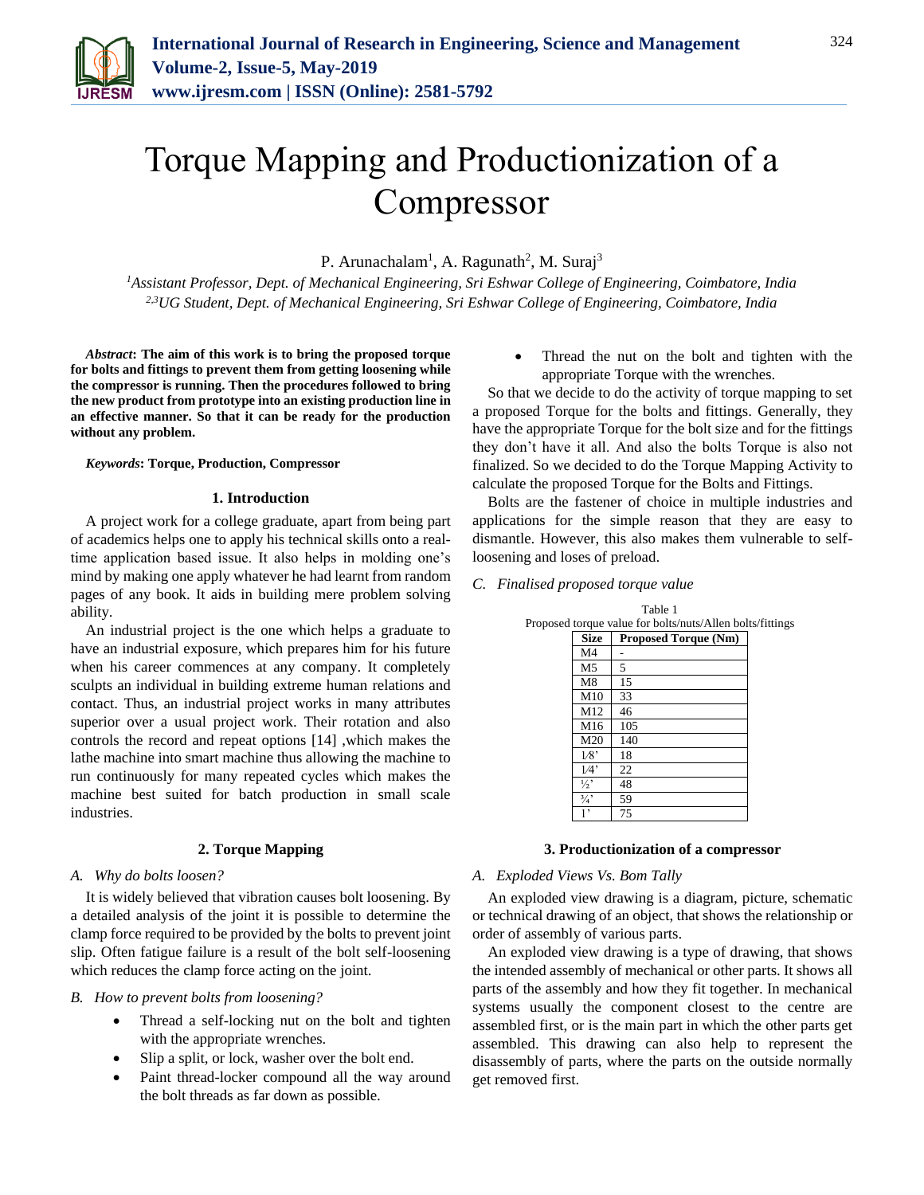# Torque Mapping and Productionization of a Compressor

P. Arunachalam[1], A. Ragunath[2], M. Suraj[3]

[1]*Assistant Professor, Dept. of Mechanical Engineering, Sri Eshwar College of Engineering, Coimbatore, India*
[2,3]*UG Student, Dept. of Mechanical Engineering, Sri Eshwar College of Engineering, Coimbatore, India*

***Abstract*: The aim of this work is to bring the proposed torque for bolts and fittings to prevent them from getting loosening while the compressor is running. Then the procedures followed to bring the new product from prototype into an existing production line in an effective manner. So that it can be ready for the production without any problem.**

***Keywords*: Torque, Production, Compressor**

## 1. Introduction

A project work for a college graduate, apart from being part of academics helps one to apply his technical skills onto a real-time application based issue. It also helps in molding one's mind by making one apply whatever he had learnt from random pages of any book. It aids in building mere problem solving ability.

An industrial project is the one which helps a graduate to have an industrial exposure, which prepares him for his future when his career commences at any company. It completely sculpts an individual in building extreme human relations and contact. Thus, an industrial project works in many attributes superior over a usual project work. Their rotation and also controls the record and repeat options [14] ,which makes the lathe machine into smart machine thus allowing the machine to run continuously for many repeated cycles which makes the machine best suited for batch production in small scale industries.

## 2. Torque Mapping

### *A. Why do bolts loosen?*

It is widely believed that vibration causes bolt loosening. By a detailed analysis of the joint it is possible to determine the clamp force required to be provided by the bolts to prevent joint slip. Often fatigue failure is a result of the bolt self-loosening which reduces the clamp force acting on the joint.

### *B. How to prevent bolts from loosening?*

- Thread a self-locking nut on the bolt and tighten with the appropriate wrenches.
- Slip a split, or lock, washer over the bolt end.
- Paint thread-locker compound all the way around the bolt threads as far down as possible.
- Thread the nut on the bolt and tighten with the appropriate Torque with the wrenches.

So that we decide to do the activity of torque mapping to set a proposed Torque for the bolts and fittings. Generally, they have the appropriate Torque for the bolt size and for the fittings they don't have it all. And also the bolts Torque is also not finalized. So we decided to do the Torque Mapping Activity to calculate the proposed Torque for the Bolts and Fittings.

Bolts are the fastener of choice in multiple industries and applications for the simple reason that they are easy to dismantle. However, this also makes them vulnerable to self-loosening and loses of preload.

### *C. Finalised proposed torque value*

Table 1
Proposed torque value for bolts/nuts/Allen bolts/fittings

| Size | Proposed Torque (Nm) |
|---|---|
| M4 | - |
| M5 | 5 |
| M8 | 15 |
| M10 | 33 |
| M12 | 46 |
| M16 | 105 |
| M20 | 140 |
| 1⁄8' | 18 |
| 1⁄4' | 22 |
| ½' | 48 |
| ¾' | 59 |
| 1' | 75 |

## 3. Productionization of a compressor

### *A. Exploded Views Vs. Bom Tally*

An exploded view drawing is a diagram, picture, schematic or technical drawing of an object, that shows the relationship or order of assembly of various parts.

An exploded view drawing is a type of drawing, that shows the intended assembly of mechanical or other parts. It shows all parts of the assembly and how they fit together. In mechanical systems usually the component closest to the centre are assembled first, or is the main part in which the other parts get assembled. This drawing can also help to represent the disassembly of parts, where the parts on the outside normally get removed first.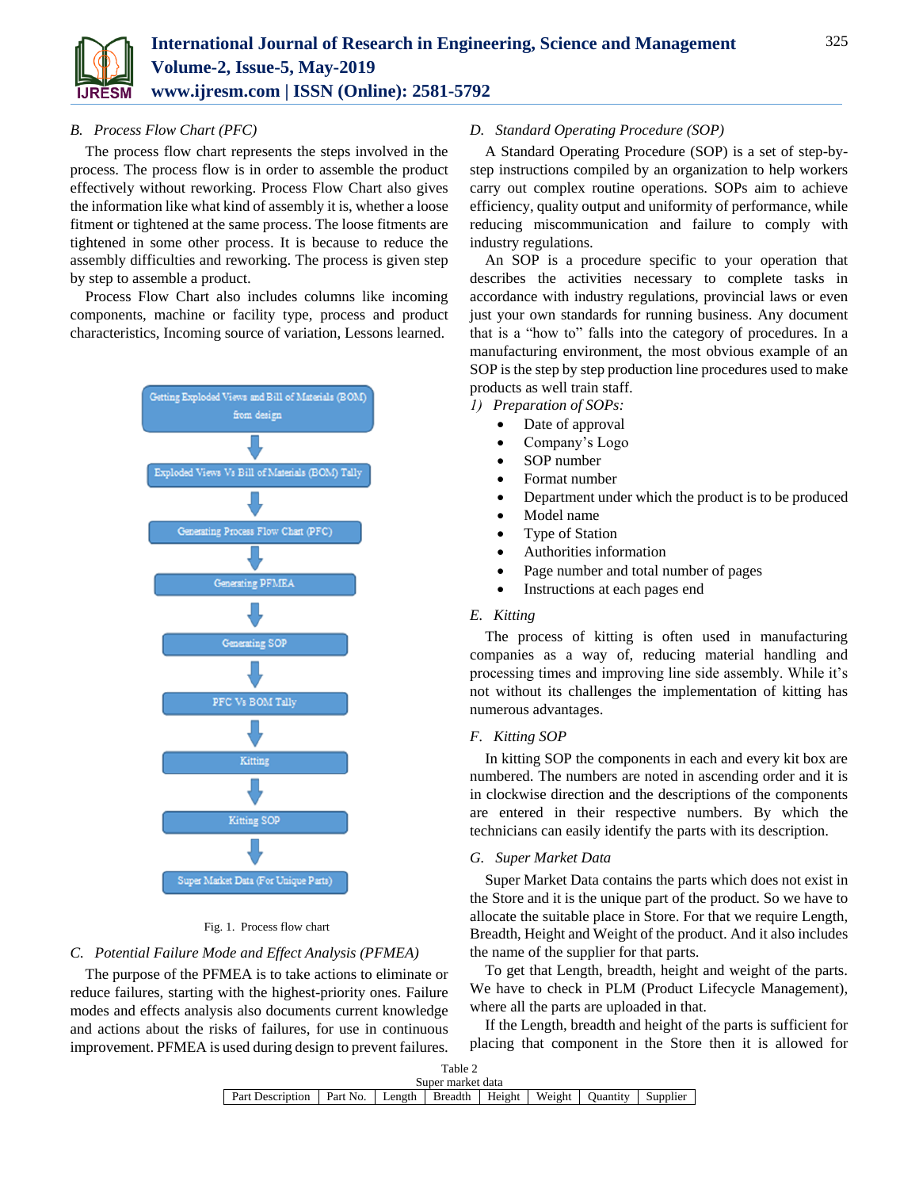### B. Process Flow Chart (PFC)

The process flow chart represents the steps involved in the process. The process flow is in order to assemble the product effectively without reworking. Process Flow Chart also gives the information like what kind of assembly it is, whether a loose fitment or tightened at the same process. The loose fitments are tightened in some other process. It is because to reduce the assembly difficulties and reworking. The process is given step by step to assemble a product.

Process Flow Chart also includes columns like incoming components, machine or facility type, process and product characteristics, Incoming source of variation, Lessons learned.

Getting Exploded Views and Bill of Materials (BOM) from design

↓

Exploded Views Vs Bill of Materials (BOM) Tally

↓

Generating Process Flow Chart (PFC)

↓

Generating PFMEA

↓

Generating SOP

↓

PFC Vs BOM Tally

↓

Kitting

↓

Kitting SOP

↓

Super Market Data (For Unique Parts)

Fig. 1. Process flow chart

### C. Potential Failure Mode and Effect Analysis (PFMEA)

The purpose of the PFMEA is to take actions to eliminate or reduce failures, starting with the highest-priority ones. Failure modes and effects analysis also documents current knowledge and actions about the risks of failures, for use in continuous improvement. PFMEA is used during design to prevent failures.

### D. Standard Operating Procedure (SOP)

A Standard Operating Procedure (SOP) is a set of step-by-step instructions compiled by an organization to help workers carry out complex routine operations. SOPs aim to achieve efficiency, quality output and uniformity of performance, while reducing miscommunication and failure to comply with industry regulations.

An SOP is a procedure specific to your operation that describes the activities necessary to complete tasks in accordance with industry regulations, provincial laws or even just your own standards for running business. Any document that is a "how to" falls into the category of procedures. In a manufacturing environment, the most obvious example of an SOP is the step by step production line procedures used to make products as well train staff.

*1) Preparation of SOPs:*

- Date of approval
- Company's Logo
- SOP number
- Format number
- Department under which the product is to be produced
- Model name
- Type of Station
- Authorities information
- Page number and total number of pages
- Instructions at each pages end

### E. Kitting

The process of kitting is often used in manufacturing companies as a way of, reducing material handling and processing times and improving line side assembly. While it's not without its challenges the implementation of kitting has numerous advantages.

### F. Kitting SOP

In kitting SOP the components in each and every kit box are numbered. The numbers are noted in ascending order and it is in clockwise direction and the descriptions of the components are entered in their respective numbers. By which the technicians can easily identify the parts with its description.

### G. Super Market Data

Super Market Data contains the parts which does not exist in the Store and it is the unique part of the product. So we have to allocate the suitable place in Store. For that we require Length, Breadth, Height and Weight of the product. And it also includes the name of the supplier for that parts.

To get that Length, breadth, height and weight of the parts. We have to check in PLM (Product Lifecycle Management), where all the parts are uploaded in that.

If the Length, breadth and height of the parts is sufficient for placing that component in the Store then it is allowed for

Table 2
Super market data

| Part Description | Part No. | Length | Breadth | Height | Weight | Quantity | Supplier |
|---|---|---|---|---|---|---|---|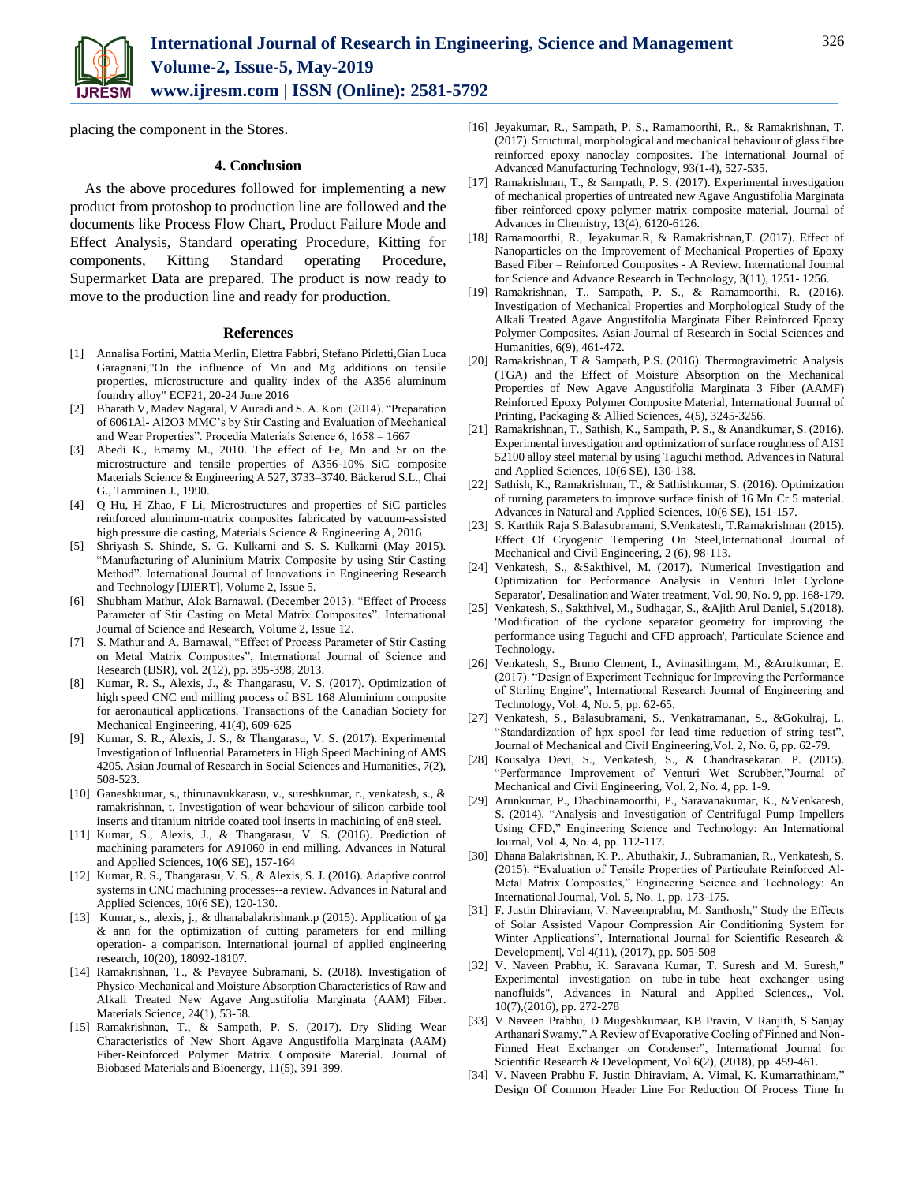placing the component in the Stores.

## 4. Conclusion

As the above procedures followed for implementing a new product from protoshop to production line are followed and the documents like Process Flow Chart, Product Failure Mode and Effect Analysis, Standard operating Procedure, Kitting for components, Kitting Standard operating Procedure, Supermarket Data are prepared. The product is now ready to move to the production line and ready for production.

## References

[1] Annalisa Fortini, Mattia Merlin, Elettra Fabbri, Stefano Pirletti,Gian Luca Garagnani,"On the influence of Mn and Mg additions on tensile properties, microstructure and quality index of the A356 aluminum foundry alloy" ECF21, 20-24 June 2016

[2] Bharath V, Madev Nagaral, V Auradi and S. A. Kori. (2014). "Preparation of 6061Al- Al2O3 MMC's by Stir Casting and Evaluation of Mechanical and Wear Properties". Procedia Materials Science 6, 1658 – 1667

[3] Abedi K., Emamy M., 2010. The effect of Fe, Mn and Sr on the microstructure and tensile properties of A356-10% SiC composite Materials Science & Engineering A 527, 3733–3740. Bäckerud S.L., Chai G., Tamminen J., 1990.

[4] Q Hu, H Zhao, F Li, Microstructures and properties of SiC particles reinforced aluminum-matrix composites fabricated by vacuum-assisted high pressure die casting, Materials Science & Engineering A, 2016

[5] Shriyash S. Shinde, S. G. Kulkarni and S. S. Kulkarni (May 2015). "Manufacturing of Aluninium Matrix Composite by using Stir Casting Method". International Journal of Innovations in Engineering Research and Technology [IJIERT], Volume 2, Issue 5.

[6] Shubham Mathur, Alok Barnawal. (December 2013). "Effect of Process Parameter of Stir Casting on Metal Matrix Composites". International Journal of Science and Research, Volume 2, Issue 12.

[7] S. Mathur and A. Barnawal, "Effect of Process Parameter of Stir Casting on Metal Matrix Composites", International Journal of Science and Research (IJSR), vol. 2(12), pp. 395-398, 2013.

[8] Kumar, R. S., Alexis, J., & Thangarasu, V. S. (2017). Optimization of high speed CNC end milling process of BSL 168 Aluminium composite for aeronautical applications. Transactions of the Canadian Society for Mechanical Engineering, 41(4), 609-625

[9] Kumar, S. R., Alexis, J. S., & Thangarasu, V. S. (2017). Experimental Investigation of Influential Parameters in High Speed Machining of AMS 4205. Asian Journal of Research in Social Sciences and Humanities, 7(2), 508-523.

[10] Ganeshkumar, s., thirunavukkarasu, v., sureshkumar, r., venkatesh, s., & ramakrishnan, t. Investigation of wear behaviour of silicon carbide tool inserts and titanium nitride coated tool inserts in machining of en8 steel.

[11] Kumar, S., Alexis, J., & Thangarasu, V. S. (2016). Prediction of machining parameters for A91060 in end milling. Advances in Natural and Applied Sciences, 10(6 SE), 157-164

[12] Kumar, R. S., Thangarasu, V. S., & Alexis, S. J. (2016). Adaptive control systems in CNC machining processes--a review. Advances in Natural and Applied Sciences, 10(6 SE), 120-130.

[13] Kumar, s., alexis, j., & dhanabalakrishnank.p (2015). Application of ga & ann for the optimization of cutting parameters for end milling operation- a comparison. International journal of applied engineering research, 10(20), 18092-18107.

[14] Ramakrishnan, T., & Pavayee Subramani, S. (2018). Investigation of Physico-Mechanical and Moisture Absorption Characteristics of Raw and Alkali Treated New Agave Angustifolia Marginata (AAM) Fiber. Materials Science, 24(1), 53-58.

[15] Ramakrishnan, T., & Sampath, P. S. (2017). Dry Sliding Wear Characteristics of New Short Agave Angustifolia Marginata (AAM) Fiber-Reinforced Polymer Matrix Composite Material. Journal of Biobased Materials and Bioenergy, 11(5), 391-399.

[16] Jeyakumar, R., Sampath, P. S., Ramamoorthi, R., & Ramakrishnan, T. (2017). Structural, morphological and mechanical behaviour of glass fibre reinforced epoxy nanoclay composites. The International Journal of Advanced Manufacturing Technology, 93(1-4), 527-535.

[17] Ramakrishnan, T., & Sampath, P. S. (2017). Experimental investigation of mechanical properties of untreated new Agave Angustifolia Marginata fiber reinforced epoxy polymer matrix composite material. Journal of Advances in Chemistry, 13(4), 6120-6126.

[18] Ramamoorthi, R., Jeyakumar.R, & Ramakrishnan,T. (2017). Effect of Nanoparticles on the Improvement of Mechanical Properties of Epoxy Based Fiber – Reinforced Composites - A Review. International Journal for Science and Advance Research in Technology, 3(11), 1251- 1256.

[19] Ramakrishnan, T., Sampath, P. S., & Ramamoorthi, R. (2016). Investigation of Mechanical Properties and Morphological Study of the Alkali Treated Agave Angustifolia Marginata Fiber Reinforced Epoxy Polymer Composites. Asian Journal of Research in Social Sciences and Humanities, 6(9), 461-472.

[20] Ramakrishnan, T & Sampath, P.S. (2016). Thermogravimetric Analysis (TGA) and the Effect of Moisture Absorption on the Mechanical Properties of New Agave Angustifolia Marginata 3 Fiber (AAMF) Reinforced Epoxy Polymer Composite Material, International Journal of Printing, Packaging & Allied Sciences, 4(5), 3245-3256.

[21] Ramakrishnan, T., Sathish, K., Sampath, P. S., & Anandkumar, S. (2016). Experimental investigation and optimization of surface roughness of AISI 52100 alloy steel material by using Taguchi method. Advances in Natural and Applied Sciences, 10(6 SE), 130-138.

[22] Sathish, K., Ramakrishnan, T., & Sathishkumar, S. (2016). Optimization of turning parameters to improve surface finish of 16 Mn Cr 5 material. Advances in Natural and Applied Sciences, 10(6 SE), 151-157.

[23] S. Karthik Raja S.Balasubramani, S.Venkatesh, T.Ramakrishnan (2015). Effect Of Cryogenic Tempering On Steel,International Journal of Mechanical and Civil Engineering, 2 (6), 98-113.

[24] Venkatesh, S., &Sakthivel, M. (2017). 'Numerical Investigation and Optimization for Performance Analysis in Venturi Inlet Cyclone Separator', Desalination and Water treatment, Vol. 90, No. 9, pp. 168-179.

[25] Venkatesh, S., Sakthivel, M., Sudhagar, S., &Ajith Arul Daniel, S.(2018). 'Modification of the cyclone separator geometry for improving the performance using Taguchi and CFD approach', Particulate Science and Technology.

[26] Venkatesh, S., Bruno Clement, I., Avinasilingam, M., &Arulkumar, E. (2017). "Design of Experiment Technique for Improving the Performance of Stirling Engine", International Research Journal of Engineering and Technology, Vol. 4, No. 5, pp. 62-65.

[27] Venkatesh, S., Balasubramani, S., Venkatramanan, S., &Gokulraj, L. "Standardization of hpx spool for lead time reduction of string test", Journal of Mechanical and Civil Engineering,Vol. 2, No. 6, pp. 62-79.

[28] Kousalya Devi, S., Venkatesh, S., & Chandrasekaran. P. (2015). "Performance Improvement of Venturi Wet Scrubber,"Journal of Mechanical and Civil Engineering, Vol. 2, No. 4, pp. 1-9.

[29] Arunkumar, P., Dhachinamoorthi, P., Saravanakumar, K., &Venkatesh, S. (2014). "Analysis and Investigation of Centrifugal Pump Impellers Using CFD," Engineering Science and Technology: An International Journal, Vol. 4, No. 4, pp. 112-117.

[30] Dhana Balakrishnan, K. P., Abuthakir, J., Subramanian, R., Venkatesh, S. (2015). "Evaluation of Tensile Properties of Particulate Reinforced Al-Metal Matrix Composites," Engineering Science and Technology: An International Journal, Vol. 5, No. 1, pp. 173-175.

[31] F. Justin Dhiraviam, V. Naveenprabhu, M. Santhosh," Study the Effects of Solar Assisted Vapour Compression Air Conditioning System for Winter Applications", International Journal for Scientific Research & Development|, Vol 4(11), (2017), pp. 505-508

[32] V. Naveen Prabhu, K. Saravana Kumar, T. Suresh and M. Suresh," Experimental investigation on tube-in-tube heat exchanger using nanofluids", Advances in Natural and Applied Sciences,, Vol. 10(7),(2016), pp. 272-278

[33] V Naveen Prabhu, D Mugeshkumaar, KB Pravin, V Ranjith, S Sanjay Arthanari Swamy," A Review of Evaporative Cooling of Finned and Non-Finned Heat Exchanger on Condenser", International Journal for Scientific Research & Development, Vol 6(2), (2018), pp. 459-461.

[34] V. Naveen Prabhu F. Justin Dhiraviam, A. Vimal, K. Kumarrathinam," Design Of Common Header Line For Reduction Of Process Time In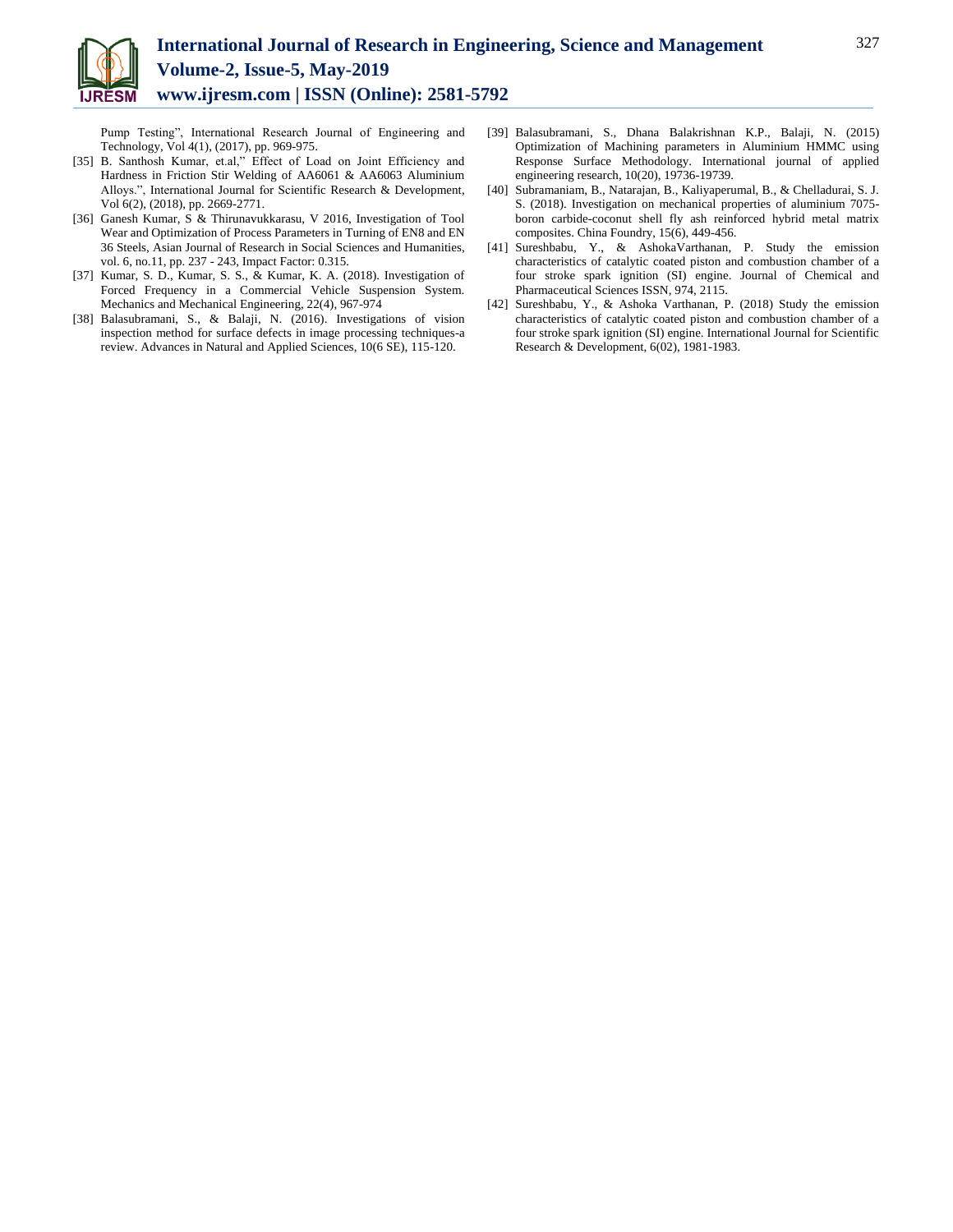Pump Testing", International Research Journal of Engineering and Technology, Vol 4(1), (2017), pp. 969-975.

[35] B. Santhosh Kumar, et.al," Effect of Load on Joint Efficiency and Hardness in Friction Stir Welding of AA6061 & AA6063 Aluminium Alloys.", International Journal for Scientific Research & Development, Vol 6(2), (2018), pp. 2669-2771.

[36] Ganesh Kumar, S & Thirunavukkarasu, V 2016, Investigation of Tool Wear and Optimization of Process Parameters in Turning of EN8 and EN 36 Steels, Asian Journal of Research in Social Sciences and Humanities, vol. 6, no.11, pp. 237 - 243, Impact Factor: 0.315.

[37] Kumar, S. D., Kumar, S. S., & Kumar, K. A. (2018). Investigation of Forced Frequency in a Commercial Vehicle Suspension System. Mechanics and Mechanical Engineering, 22(4), 967-974

[38] Balasubramani, S., & Balaji, N. (2016). Investigations of vision inspection method for surface defects in image processing techniques-a review. Advances in Natural and Applied Sciences, 10(6 SE), 115-120.

[39] Balasubramani, S., Dhana Balakrishnan K.P., Balaji, N. (2015) Optimization of Machining parameters in Aluminium HMMC using Response Surface Methodology. International journal of applied engineering research, 10(20), 19736-19739.

[40] Subramaniam, B., Natarajan, B., Kaliyaperumal, B., & Chelladurai, S. J. S. (2018). Investigation on mechanical properties of aluminium 7075-boron carbide-coconut shell fly ash reinforced hybrid metal matrix composites. China Foundry, 15(6), 449-456.

[41] Sureshbabu, Y., & AshokaVarthanan, P. Study the emission characteristics of catalytic coated piston and combustion chamber of a four stroke spark ignition (SI) engine. Journal of Chemical and Pharmaceutical Sciences ISSN, 974, 2115.

[42] Sureshbabu, Y., & Ashoka Varthanan, P. (2018) Study the emission characteristics of catalytic coated piston and combustion chamber of a four stroke spark ignition (SI) engine. International Journal for Scientific Research & Development, 6(02), 1981-1983.